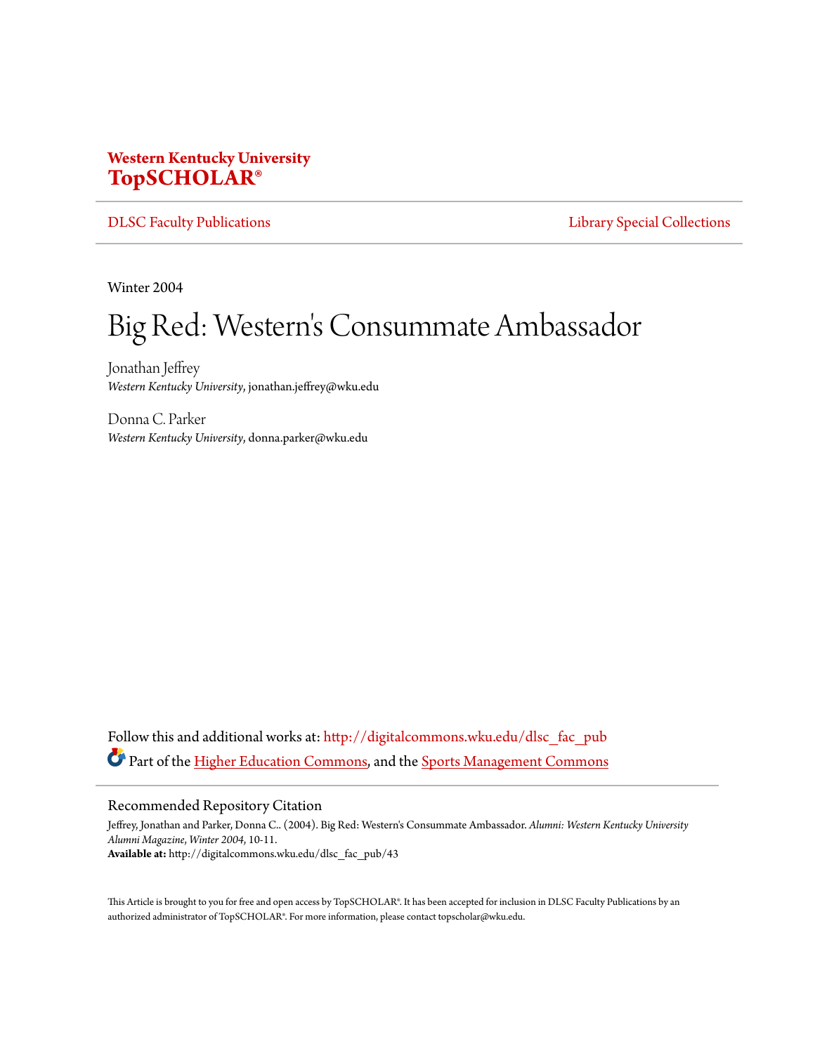**Western Kentucky University**
**TopSCHOLAR®**

DLSC Faculty Publications | Library Special Collections

Winter 2004

# Big Red: Western's Consummate Ambassador

Jonathan Jeffrey
*Western Kentucky University*, jonathan.jeffrey@wku.edu

Donna C. Parker
*Western Kentucky University*, donna.parker@wku.edu

Follow this and additional works at: http://digitalcommons.wku.edu/dlsc_fac_pub

Part of the Higher Education Commons, and the Sports Management Commons

## Recommended Repository Citation

Jeffrey, Jonathan and Parker, Donna C.. (2004). Big Red: Western's Consummate Ambassador. *Alumni: Western Kentucky University Alumni Magazine, Winter 2004*, 10-11.
**Available at:** http://digitalcommons.wku.edu/dlsc_fac_pub/43

This Article is brought to you for free and open access by TopSCHOLAR®. It has been accepted for inclusion in DLSC Faculty Publications by an authorized administrator of TopSCHOLAR®. For more information, please contact topscholar@wku.edu.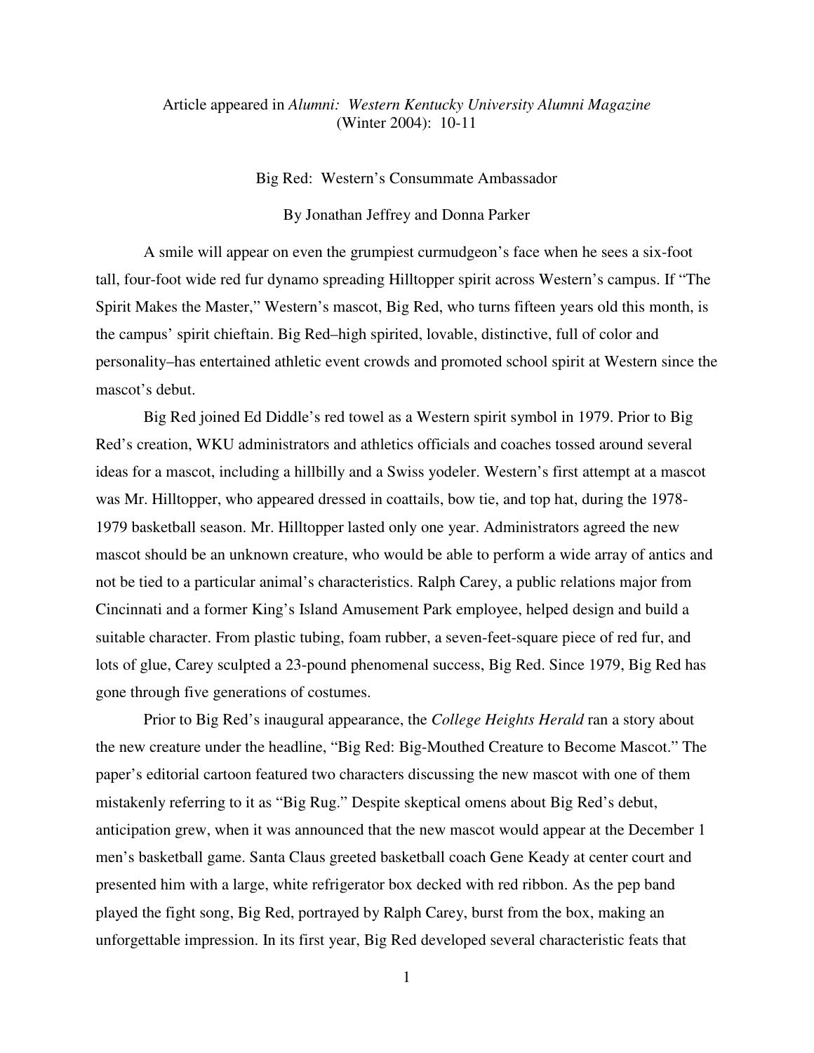Article appeared in *Alumni: Western Kentucky University Alumni Magazine* (Winter 2004): 10-11

# Big Red: Western's Consummate Ambassador

By Jonathan Jeffrey and Donna Parker

A smile will appear on even the grumpiest curmudgeon's face when he sees a six-foot tall, four-foot wide red fur dynamo spreading Hilltopper spirit across Western's campus. If "The Spirit Makes the Master," Western's mascot, Big Red, who turns fifteen years old this month, is the campus' spirit chieftain. Big Red–high spirited, lovable, distinctive, full of color and personality–has entertained athletic event crowds and promoted school spirit at Western since the mascot's debut.

Big Red joined Ed Diddle's red towel as a Western spirit symbol in 1979. Prior to Big Red's creation, WKU administrators and athletics officials and coaches tossed around several ideas for a mascot, including a hillbilly and a Swiss yodeler. Western's first attempt at a mascot was Mr. Hilltopper, who appeared dressed in coattails, bow tie, and top hat, during the 1978-1979 basketball season. Mr. Hilltopper lasted only one year. Administrators agreed the new mascot should be an unknown creature, who would be able to perform a wide array of antics and not be tied to a particular animal's characteristics. Ralph Carey, a public relations major from Cincinnati and a former King's Island Amusement Park employee, helped design and build a suitable character. From plastic tubing, foam rubber, a seven-feet-square piece of red fur, and lots of glue, Carey sculpted a 23-pound phenomenal success, Big Red. Since 1979, Big Red has gone through five generations of costumes.

Prior to Big Red's inaugural appearance, the *College Heights Herald* ran a story about the new creature under the headline, "Big Red: Big-Mouthed Creature to Become Mascot." The paper's editorial cartoon featured two characters discussing the new mascot with one of them mistakenly referring to it as "Big Rug." Despite skeptical omens about Big Red's debut, anticipation grew, when it was announced that the new mascot would appear at the December 1 men's basketball game. Santa Claus greeted basketball coach Gene Keady at center court and presented him with a large, white refrigerator box decked with red ribbon. As the pep band played the fight song, Big Red, portrayed by Ralph Carey, burst from the box, making an unforgettable impression. In its first year, Big Red developed several characteristic feats that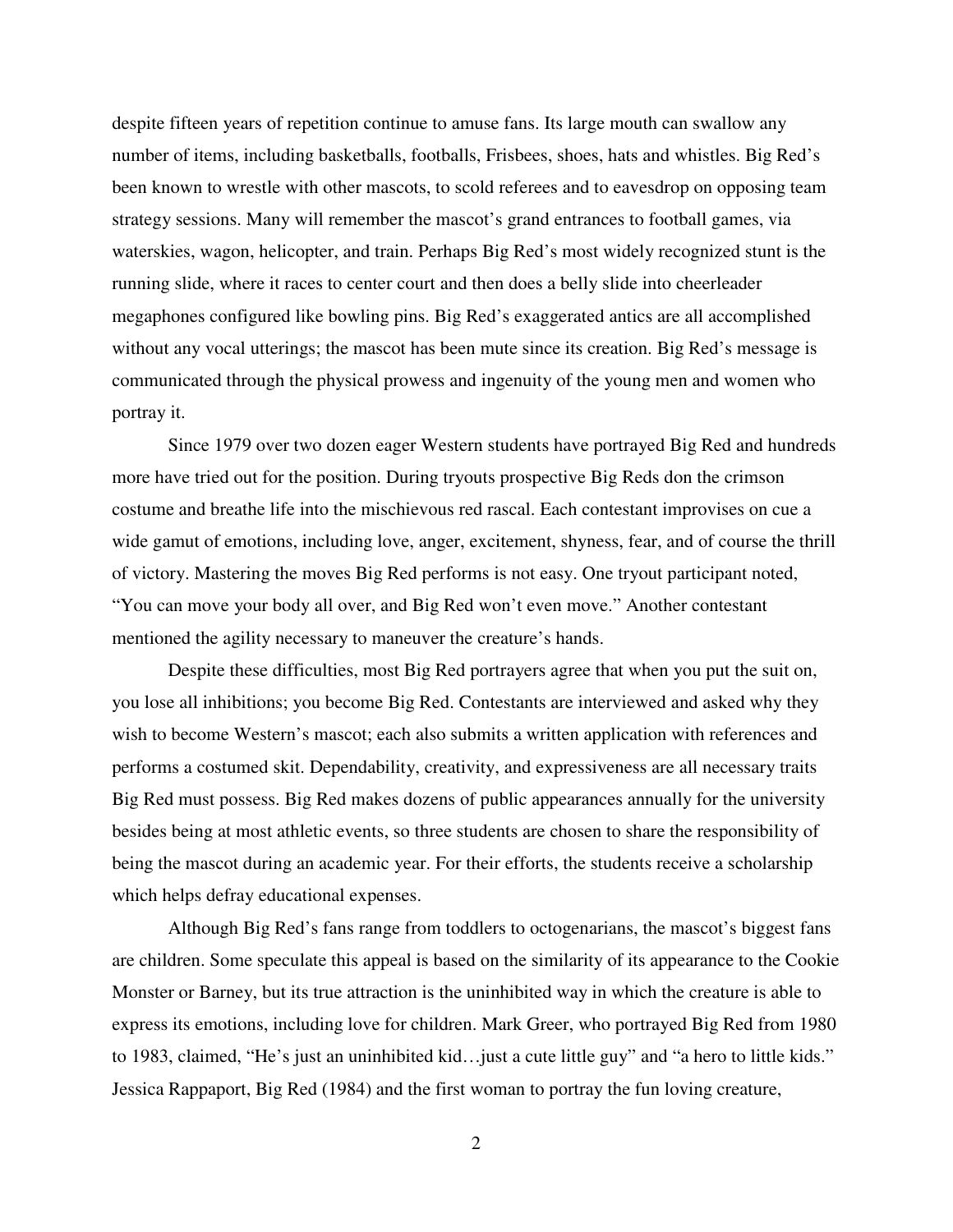despite fifteen years of repetition continue to amuse fans. Its large mouth can swallow any number of items, including basketballs, footballs, Frisbees, shoes, hats and whistles. Big Red's been known to wrestle with other mascots, to scold referees and to eavesdrop on opposing team strategy sessions. Many will remember the mascot's grand entrances to football games, via waterskies, wagon, helicopter, and train. Perhaps Big Red's most widely recognized stunt is the running slide, where it races to center court and then does a belly slide into cheerleader megaphones configured like bowling pins. Big Red's exaggerated antics are all accomplished without any vocal utterings; the mascot has been mute since its creation. Big Red's message is communicated through the physical prowess and ingenuity of the young men and women who portray it.

Since 1979 over two dozen eager Western students have portrayed Big Red and hundreds more have tried out for the position. During tryouts prospective Big Reds don the crimson costume and breathe life into the mischievous red rascal. Each contestant improvises on cue a wide gamut of emotions, including love, anger, excitement, shyness, fear, and of course the thrill of victory. Mastering the moves Big Red performs is not easy. One tryout participant noted, "You can move your body all over, and Big Red won't even move." Another contestant mentioned the agility necessary to maneuver the creature's hands.

Despite these difficulties, most Big Red portrayers agree that when you put the suit on, you lose all inhibitions; you become Big Red. Contestants are interviewed and asked why they wish to become Western's mascot; each also submits a written application with references and performs a costumed skit. Dependability, creativity, and expressiveness are all necessary traits Big Red must possess. Big Red makes dozens of public appearances annually for the university besides being at most athletic events, so three students are chosen to share the responsibility of being the mascot during an academic year. For their efforts, the students receive a scholarship which helps defray educational expenses.

Although Big Red's fans range from toddlers to octogenarians, the mascot's biggest fans are children. Some speculate this appeal is based on the similarity of its appearance to the Cookie Monster or Barney, but its true attraction is the uninhibited way in which the creature is able to express its emotions, including love for children. Mark Greer, who portrayed Big Red from 1980 to 1983, claimed, "He's just an uninhibited kid…just a cute little guy" and "a hero to little kids." Jessica Rappaport, Big Red (1984) and the first woman to portray the fun loving creature,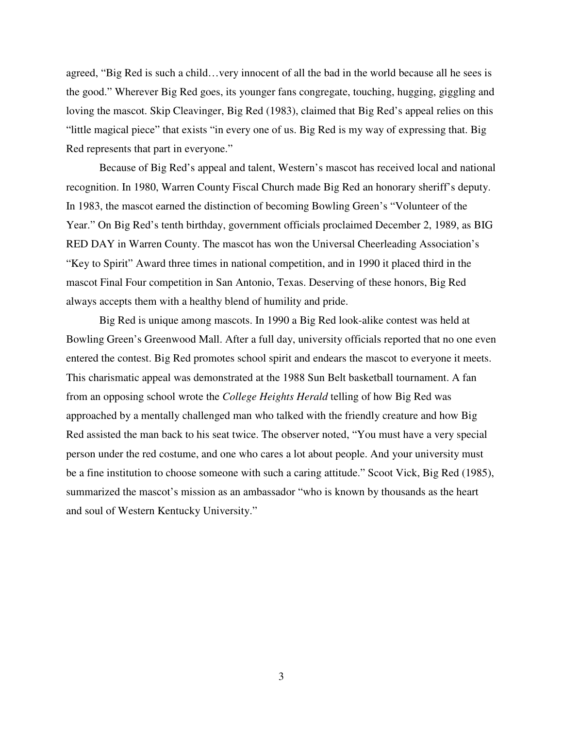agreed, "Big Red is such a child…very innocent of all the bad in the world because all he sees is the good." Wherever Big Red goes, its younger fans congregate, touching, hugging, giggling and loving the mascot. Skip Cleavinger, Big Red (1983), claimed that Big Red's appeal relies on this "little magical piece" that exists "in every one of us. Big Red is my way of expressing that. Big Red represents that part in everyone."

Because of Big Red's appeal and talent, Western's mascot has received local and national recognition. In 1980, Warren County Fiscal Church made Big Red an honorary sheriff's deputy. In 1983, the mascot earned the distinction of becoming Bowling Green's "Volunteer of the Year." On Big Red's tenth birthday, government officials proclaimed December 2, 1989, as BIG RED DAY in Warren County. The mascot has won the Universal Cheerleading Association's "Key to Spirit" Award three times in national competition, and in 1990 it placed third in the mascot Final Four competition in San Antonio, Texas. Deserving of these honors, Big Red always accepts them with a healthy blend of humility and pride.

Big Red is unique among mascots. In 1990 a Big Red look-alike contest was held at Bowling Green's Greenwood Mall. After a full day, university officials reported that no one even entered the contest. Big Red promotes school spirit and endears the mascot to everyone it meets. This charismatic appeal was demonstrated at the 1988 Sun Belt basketball tournament. A fan from an opposing school wrote the *College Heights Herald* telling of how Big Red was approached by a mentally challenged man who talked with the friendly creature and how Big Red assisted the man back to his seat twice. The observer noted, "You must have a very special person under the red costume, and one who cares a lot about people. And your university must be a fine institution to choose someone with such a caring attitude." Scoot Vick, Big Red (1985), summarized the mascot's mission as an ambassador "who is known by thousands as the heart and soul of Western Kentucky University."